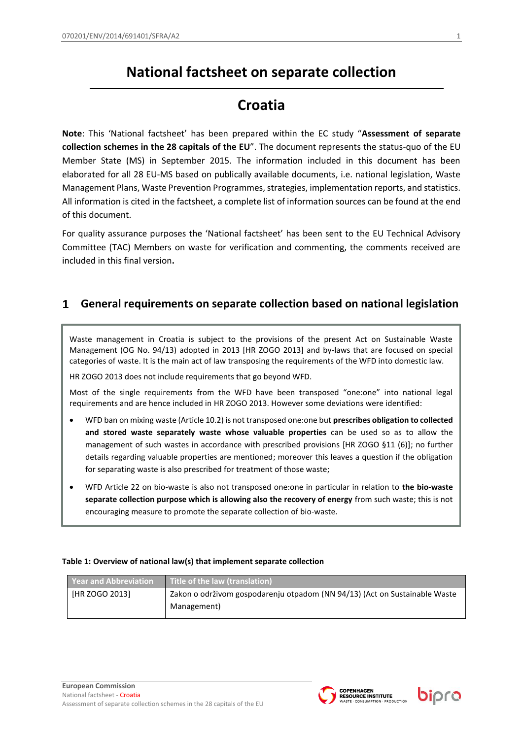# National factsheet on separate collection

# Croatia

**Note**: This 'National factsheet' has been prepared within the EC study "**Assessment of separate collection schemes in the 28 capitals of the EU**". The document represents the status-quo of the EU Member State (MS) in September 2015. The information included in this document has been elaborated for all 28 EU-MS based on publically available documents, i.e. national legislation, Waste Management Plans, Waste Prevention Programmes, strategies, implementation reports, and statistics. All information is cited in the factsheet, a complete list of information sources can be found at the end of this document.

For quality assurance purposes the 'National factsheet' has been sent to the EU Technical Advisory Committee (TAC) Members on waste for verification and commenting, the comments received are included in this final version**.**

## 1 General requirements on separate collection based on national legislation

Waste management in Croatia is subject to the provisions of the present Act on Sustainable Waste Management (OG No. 94/13) adopted in 2013 [HR ZOGO 2013] and by-laws that are focused on special categories of waste. It is the main act of law transposing the requirements of the WFD into domestic law.

HR ZOGO 2013 does not include requirements that go beyond WFD.

Most of the single requirements from the WFD have been transposed "one:one" into national legal requirements and are hence included in HR ZOGO 2013. However some deviations were identified:

- WFD ban on mixing waste (Article 10.2) is not transposed one:one but **prescribes obligation to collected and stored waste separately waste whose valuable properties** can be used so as to allow the management of such wastes in accordance with prescribed provisions [HR ZOGO §11 (6)]; no further details regarding valuable properties are mentioned; moreover this leaves a question if the obligation for separating waste is also prescribed for treatment of those waste;
- WFD Article 22 on bio-waste is also not transposed one:one in particular in relation to **the bio-waste separate collection purpose which is allowing also the recovery of energy** from such waste; this is not encouraging measure to promote the separate collection of bio-waste.

**Table 1: Overview of national law(s) that implement separate collection**

| Year and Abbreviation | Title of the law (translation) |
|---|---|
| [HR ZOGO 2013] | Zakon o održivom gospodarenju otpadom (NN 94/13) (Act on Sustainable Waste Management) |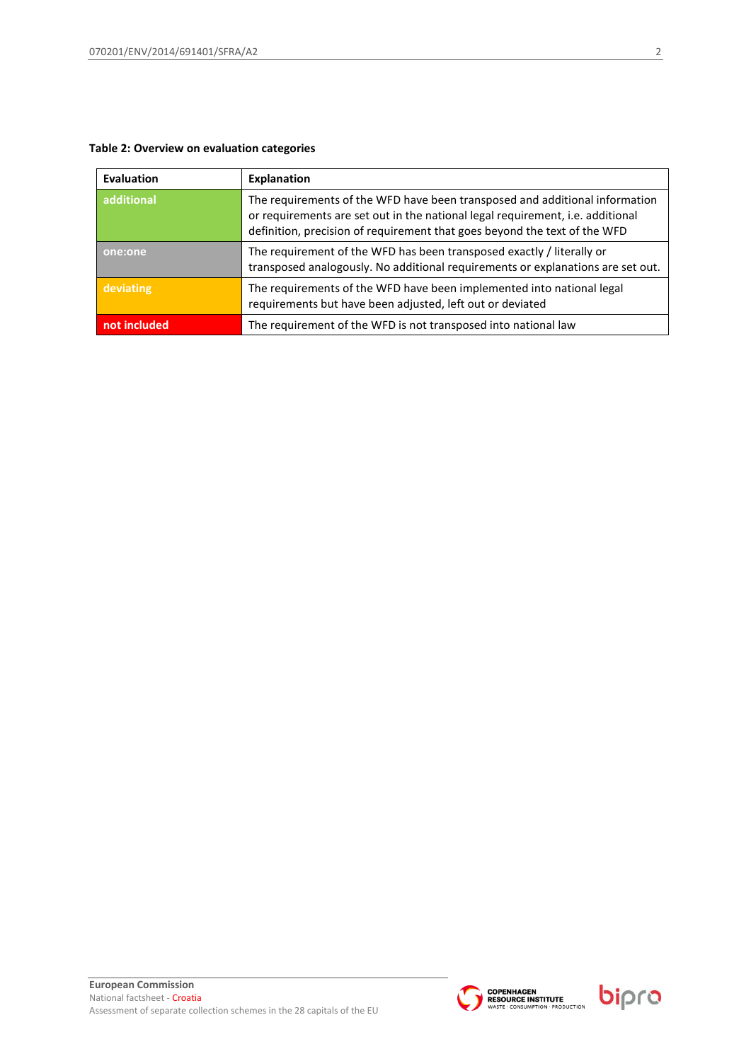**Table 2: Overview on evaluation categories**

| Evaluation | Explanation |
| --- | --- |
| additional | The requirements of the WFD have been transposed and additional information or requirements are set out in the national legal requirement, i.e. additional definition, precision of requirement that goes beyond the text of the WFD |
| one:one | The requirement of the WFD has been transposed exactly / literally or transposed analogously. No additional requirements or explanations are set out. |
| deviating | The requirements of the WFD have been implemented into national legal requirements but have been adjusted, left out or deviated |
| not included | The requirement of the WFD is not transposed into national law |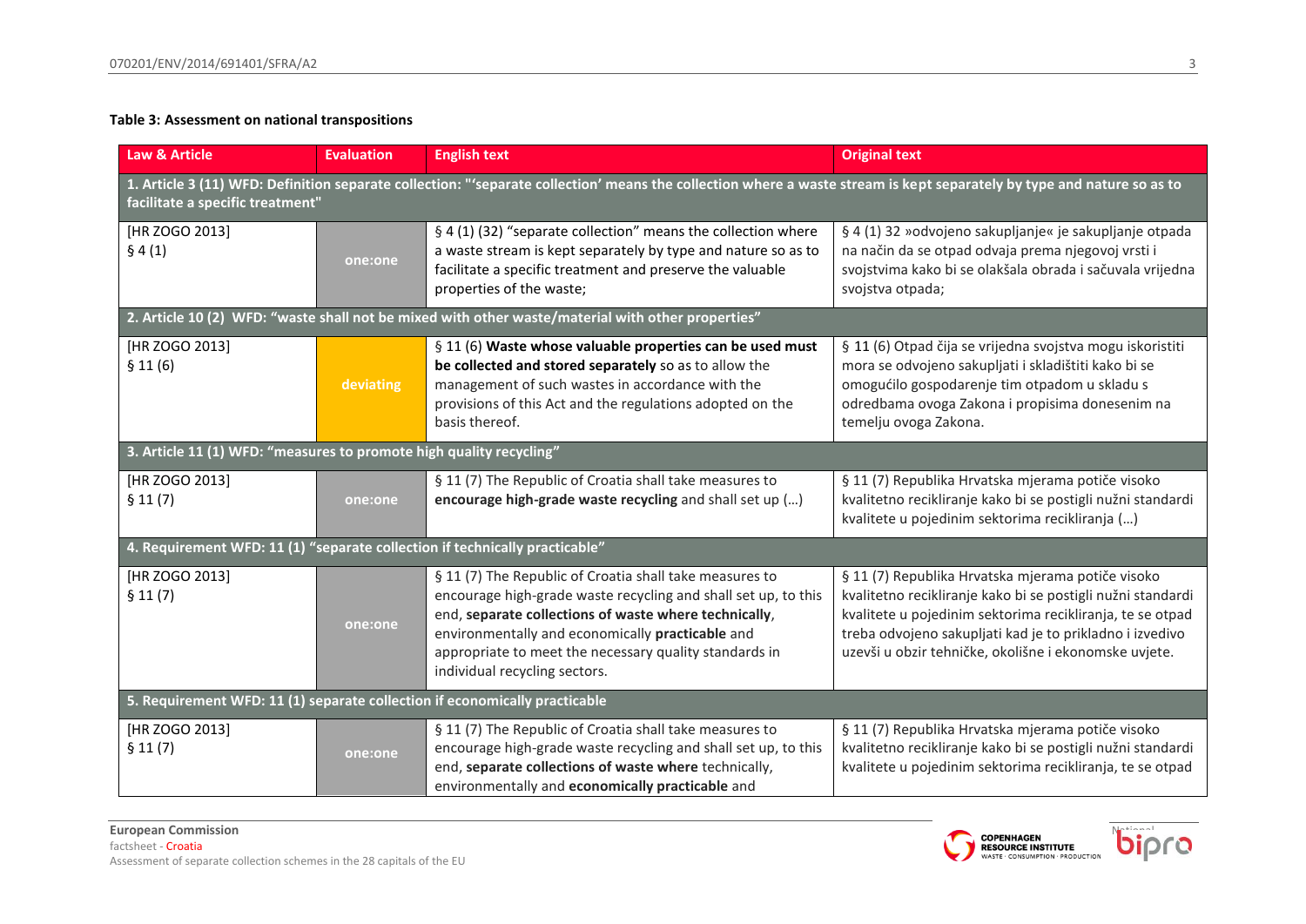**Table 3: Assessment on national transpositions**

| Law & Article | Evaluation | English text | Original text |
|---|---|---|---|
| **1. Article 3 (11) WFD: Definition separate collection: "'separate collection' means the collection where a waste stream is kept separately by type and nature so as to facilitate a specific treatment"** | | | |
| [HR ZOGO 2013] § 4 (1) | one:one | § 4 (1) (32) "separate collection" means the collection where a waste stream is kept separately by type and nature so as to facilitate a specific treatment and preserve the valuable properties of the waste; | § 4 (1) 32 »odvojeno sakupljanje« je sakupljanje otpada na način da se otpad odvaja prema njegovoj vrsti i svojstvima kako bi se olakšala obrada i sačuvala vrijedna svojstva otpada; |
| **2. Article 10 (2) WFD: "waste shall not be mixed with other waste/material with other properties"** | | | |
| [HR ZOGO 2013] § 11 (6) | deviating | § 11 (6) **Waste whose valuable properties can be used must be collected and stored separately** so as to allow the management of such wastes in accordance with the provisions of this Act and the regulations adopted on the basis thereof. | § 11 (6) Otpad čija se vrijedna svojstva mogu iskoristiti mora se odvojeno sakupljati i skladištiti kako bi se omogućilo gospodarenje tim otpadom u skladu s odredbama ovoga Zakona i propisima donesenim na temelju ovoga Zakona. |
| **3. Article 11 (1) WFD: "measures to promote high quality recycling"** | | | |
| [HR ZOGO 2013] § 11 (7) | one:one | § 11 (7) The Republic of Croatia shall take measures to **encourage high-grade waste recycling** and shall set up (…) | § 11 (7) Republika Hrvatska mjerama potiče visoko kvalitetno recikliranje kako bi se postigli nužni standardi kvalitete u pojedinim sektorima recikliranja (…) |
| **4. Requirement WFD: 11 (1) "separate collection if technically practicable"** | | | |
| [HR ZOGO 2013] § 11 (7) | one:one | § 11 (7) The Republic of Croatia shall take measures to encourage high-grade waste recycling and shall set up, to this end, **separate collections of waste where technically**, environmentally and economically **practicable** and appropriate to meet the necessary quality standards in individual recycling sectors. | § 11 (7) Republika Hrvatska mjerama potiče visoko kvalitetno recikliranje kako bi se postigli nužni standardi kvalitete u pojedinim sektorima recikliranja, te se otpad treba odvojeno sakupljati kad je to prikladno i izvedivo uzevši u obzir tehničke, okolišne i ekonomske uvjete. |
| **5. Requirement WFD: 11 (1) separate collection if economically practicable** | | | |
| [HR ZOGO 2013] § 11 (7) | one:one | § 11 (7) The Republic of Croatia shall take measures to encourage high-grade waste recycling and shall set up, to this end, **separate collections of waste where** technically, environmentally and **economically practicable** and | § 11 (7) Republika Hrvatska mjerama potiče visoko kvalitetno recikliranje kako bi se postigli nužni standardi kvalitete u pojedinim sektorima recikliranja, te se otpad |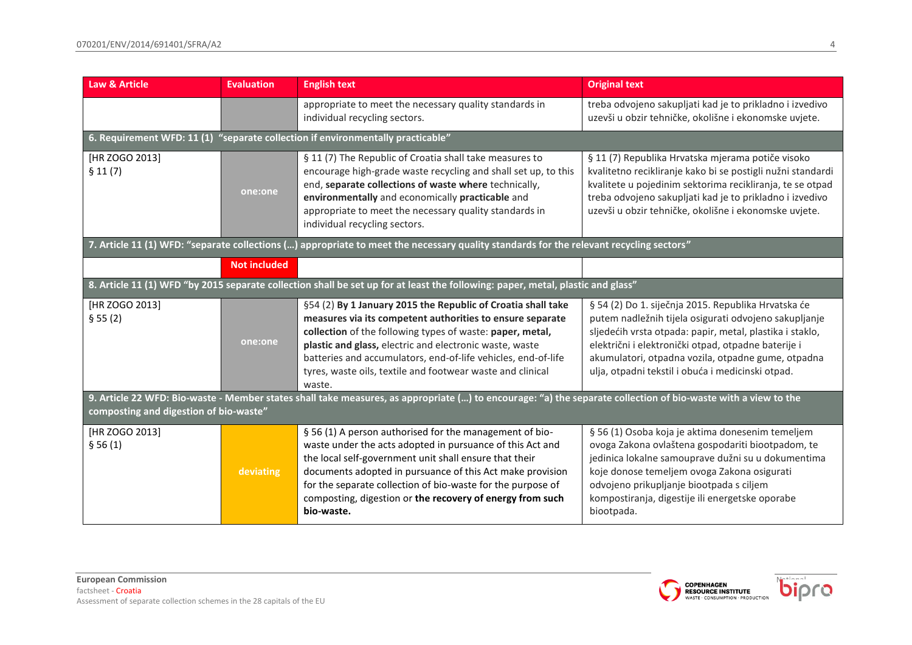| Law & Article | Evaluation | English text | Original text |
| --- | --- | --- | --- |
| | | appropriate to meet the necessary quality standards in individual recycling sectors. | treba odvojeno sakupljati kad je to prikladno i izvedivo uzevši u obzir tehničke, okolišne i ekonomske uvjete. |
| **6. Requirement WFD: 11 (1) "separate collection if environmentally practicable"** | | | |
| [HR ZOGO 2013] § 11 (7) | one:one | § 11 (7) The Republic of Croatia shall take measures to encourage high-grade waste recycling and shall set up, to this end, **separate collections of waste where** technically, **environmentally** and economically **practicable** and appropriate to meet the necessary quality standards in individual recycling sectors. | § 11 (7) Republika Hrvatska mjerama potiče visoko kvalitetno recikliranje kako bi se postigli nužni standardi kvalitete u pojedinim sektorima recikliranja, te se otpad treba odvojeno sakupljati kad je to prikladno i izvedivo uzevši u obzir tehničke, okolišne i ekonomske uvjete. |
| **7. Article 11 (1) WFD: "separate collections (…) appropriate to meet the necessary quality standards for the relevant recycling sectors"** | | | |
| | Not included | | |
| **8. Article 11 (1) WFD "by 2015 separate collection shall be set up for at least the following: paper, metal, plastic and glass"** | | | |
| [HR ZOGO 2013] § 55 (2) | one:one | §54 (2) **By 1 January 2015 the Republic of Croatia shall take measures via its competent authorities to ensure separate collection** of the following types of waste: **paper, metal, plastic and glass,** electric and electronic waste, waste batteries and accumulators, end-of-life vehicles, end-of-life tyres, waste oils, textile and footwear waste and clinical waste. | § 54 (2) Do 1. siječnja 2015. Republika Hrvatska će putem nadležnih tijela osigurati odvojeno sakupljanje sljedećih vrsta otpada: papir, metal, plastika i staklo, električni i elektronički otpad, otpadne baterije i akumulatori, otpadna vozila, otpadne gume, otpadna ulja, otpadni tekstil i obuća i medicinski otpad. |
| **9. Article 22 WFD: Bio-waste - Member states shall take measures, as appropriate (…) to encourage: "a) the separate collection of bio-waste with a view to the composting and digestion of bio-waste"** | | | |
| [HR ZOGO 2013] § 56 (1) | deviating | § 56 (1) A person authorised for the management of bio-waste under the acts adopted in pursuance of this Act and the local self-government unit shall ensure that their documents adopted in pursuance of this Act make provision for the separate collection of bio-waste for the purpose of composting, digestion or **the recovery of energy from such bio-waste.** | § 56 (1) Osoba koja je aktima donesenim temeljem ovoga Zakona ovlaštena gospodariti biootpadom, te jedinica lokalne samouprave dužni su u dokumentima koje donose temeljem ovoga Zakona osigurati odvojeno prikupljanje biootpada s ciljem kompostiranja, digestije ili energetske oporabe biootpada. |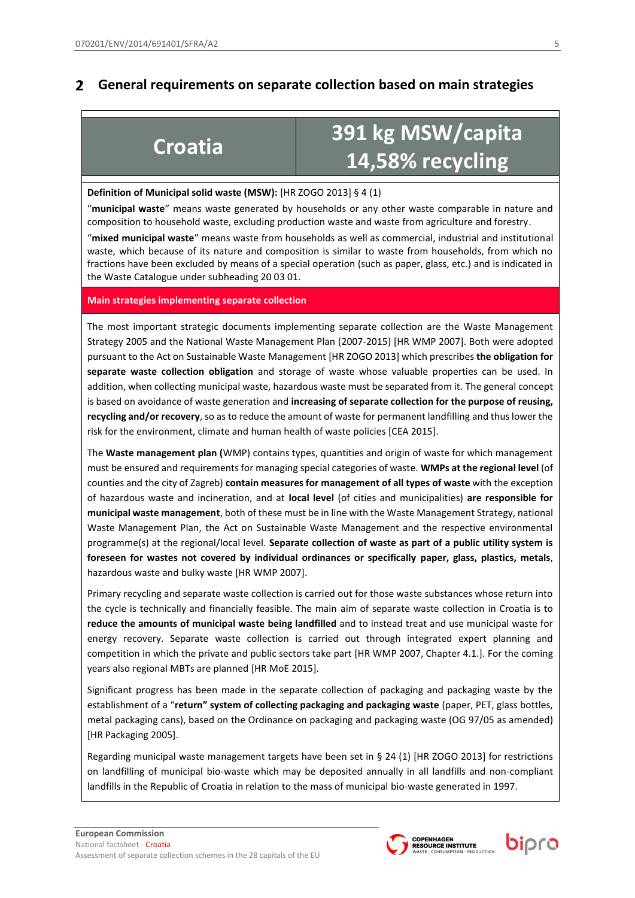## 2 General requirements on separate collection based on main strategies

| Croatia | 391 kg MSW/capita 14,58% recycling |
|---|---|

**Definition of Municipal solid waste (MSW):** [HR ZOGO 2013] § 4 (1)

"**municipal waste**" means waste generated by households or any other waste comparable in nature and composition to household waste, excluding production waste and waste from agriculture and forestry.

"**mixed municipal waste**" means waste from households as well as commercial, industrial and institutional waste, which because of its nature and composition is similar to waste from households, from which no fractions have been excluded by means of a special operation (such as paper, glass, etc.) and is indicated in the Waste Catalogue under subheading 20 03 01.

**Main strategies implementing separate collection**

The most important strategic documents implementing separate collection are the Waste Management Strategy 2005 and the National Waste Management Plan (2007-2015) [HR WMP 2007]. Both were adopted pursuant to the Act on Sustainable Waste Management [HR ZOGO 2013] which prescribes **the obligation for separate waste collection obligation** and storage of waste whose valuable properties can be used. In addition, when collecting municipal waste, hazardous waste must be separated from it. The general concept is based on avoidance of waste generation and **increasing of separate collection for the purpose of reusing, recycling and/or recovery**, so as to reduce the amount of waste for permanent landfilling and thus lower the risk for the environment, climate and human health of waste policies [CEA 2015].

The **Waste management plan (**WMP) contains types, quantities and origin of waste for which management must be ensured and requirements for managing special categories of waste. **WMPs at the regional level** (of counties and the city of Zagreb) **contain measures for management of all types of waste** with the exception of hazardous waste and incineration, and at **local level** (of cities and municipalities) **are responsible for municipal waste management**, both of these must be in line with the Waste Management Strategy, national Waste Management Plan, the Act on Sustainable Waste Management and the respective environmental programme(s) at the regional/local level. **Separate collection of waste as part of a public utility system is foreseen for wastes not covered by individual ordinances or specifically paper, glass, plastics, metals**, hazardous waste and bulky waste [HR WMP 2007].

Primary recycling and separate waste collection is carried out for those waste substances whose return into the cycle is technically and financially feasible. The main aim of separate waste collection in Croatia is to **reduce the amounts of municipal waste being landfilled** and to instead treat and use municipal waste for energy recovery. Separate waste collection is carried out through integrated expert planning and competition in which the private and public sectors take part [HR WMP 2007, Chapter 4.1.]. For the coming years also regional MBTs are planned [HR MoE 2015].

Significant progress has been made in the separate collection of packaging and packaging waste by the establishment of a "**return" system of collecting packaging and packaging waste** (paper, PET, glass bottles, metal packaging cans), based on the Ordinance on packaging and packaging waste (OG 97/05 as amended) [HR Packaging 2005].

Regarding municipal waste management targets have been set in § 24 (1) [HR ZOGO 2013] for restrictions on landfilling of municipal bio-waste which may be deposited annually in all landfills and non-compliant landfills in the Republic of Croatia in relation to the mass of municipal bio-waste generated in 1997.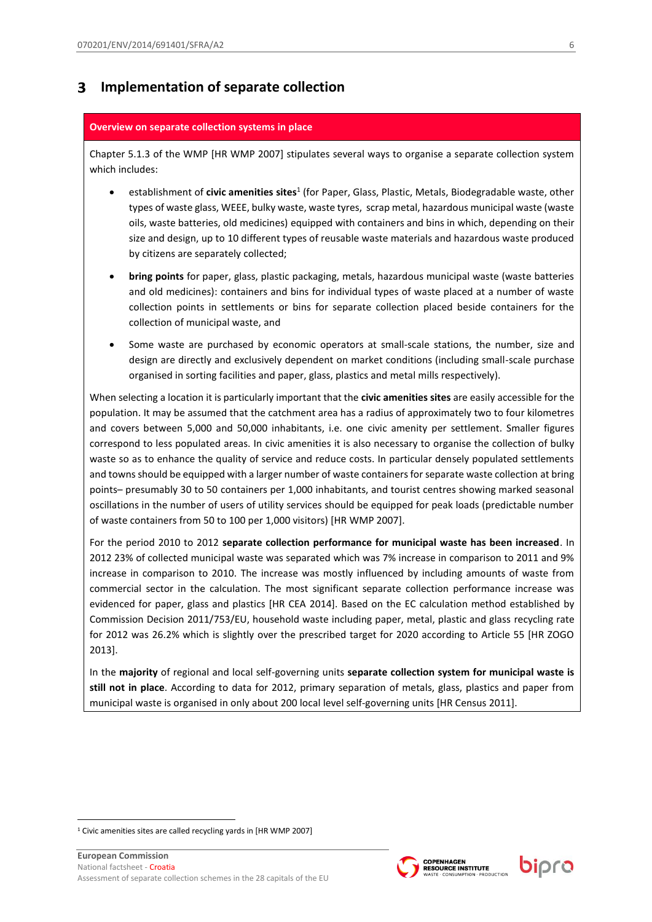# 3 Implementation of separate collection

**Overview on separate collection systems in place**

Chapter 5.1.3 of the WMP [HR WMP 2007] stipulates several ways to organise a separate collection system which includes:

- establishment of **civic amenities sites**[1] (for Paper, Glass, Plastic, Metals, Biodegradable waste, other types of waste glass, WEEE, bulky waste, waste tyres, scrap metal, hazardous municipal waste (waste oils, waste batteries, old medicines) equipped with containers and bins in which, depending on their size and design, up to 10 different types of reusable waste materials and hazardous waste produced by citizens are separately collected;
- **bring points** for paper, glass, plastic packaging, metals, hazardous municipal waste (waste batteries and old medicines): containers and bins for individual types of waste placed at a number of waste collection points in settlements or bins for separate collection placed beside containers for the collection of municipal waste, and
- Some waste are purchased by economic operators at small-scale stations, the number, size and design are directly and exclusively dependent on market conditions (including small-scale purchase organised in sorting facilities and paper, glass, plastics and metal mills respectively).

When selecting a location it is particularly important that the **civic amenities sites** are easily accessible for the population. It may be assumed that the catchment area has a radius of approximately two to four kilometres and covers between 5,000 and 50,000 inhabitants, i.e. one civic amenity per settlement. Smaller figures correspond to less populated areas. In civic amenities it is also necessary to organise the collection of bulky waste so as to enhance the quality of service and reduce costs. In particular densely populated settlements and towns should be equipped with a larger number of waste containers for separate waste collection at bring points– presumably 30 to 50 containers per 1,000 inhabitants, and tourist centres showing marked seasonal oscillations in the number of users of utility services should be equipped for peak loads (predictable number of waste containers from 50 to 100 per 1,000 visitors) [HR WMP 2007].

For the period 2010 to 2012 **separate collection performance for municipal waste has been increased**. In 2012 23% of collected municipal waste was separated which was 7% increase in comparison to 2011 and 9% increase in comparison to 2010. The increase was mostly influenced by including amounts of waste from commercial sector in the calculation. The most significant separate collection performance increase was evidenced for paper, glass and plastics [HR CEA 2014]. Based on the EC calculation method established by Commission Decision 2011/753/EU, household waste including paper, metal, plastic and glass recycling rate for 2012 was 26.2% which is slightly over the prescribed target for 2020 according to Article 55 [HR ZOGO 2013].

In the **majority** of regional and local self-governing units **separate collection system for municipal waste is still not in place**. According to data for 2012, primary separation of metals, glass, plastics and paper from municipal waste is organised in only about 200 local level self-governing units [HR Census 2011].

---

[1] Civic amenities sites are called recycling yards in [HR WMP 2007]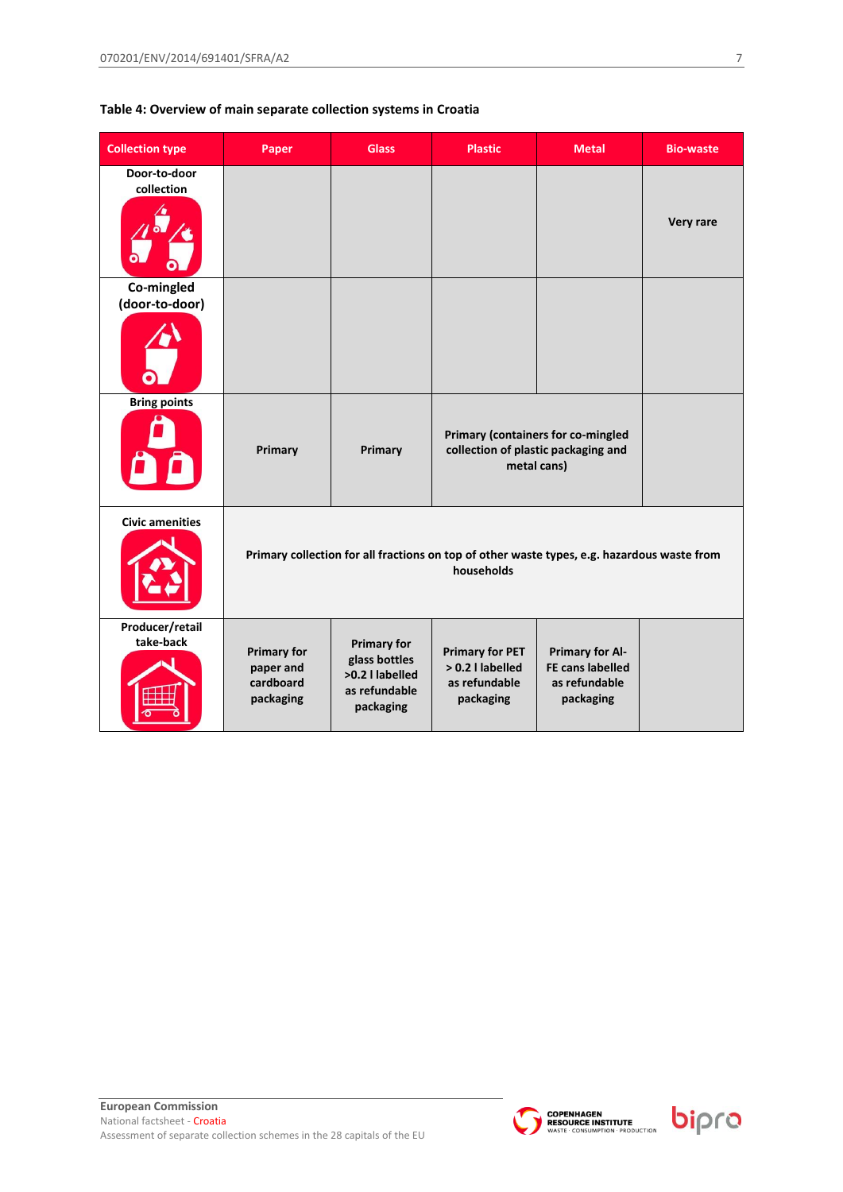**Table 4: Overview of main separate collection systems in Croatia**

| Collection type | Paper | Glass | Plastic | Metal | Bio-waste |
|---|---|---|---|---|---|
| Door-to-door collection | | | | | Very rare |
| Co-mingled (door-to-door) | | | | | |
| Bring points | Primary | Primary | Primary (containers for co-mingled collection of plastic packaging and metal cans) | | |
| Civic amenities | Primary collection for all fractions on top of other waste types, e.g. hazardous waste from households | | | | |
| Producer/retail take-back | Primary for paper and cardboard packaging | Primary for glass bottles >0.2 l labelled as refundable packaging | Primary for PET > 0.2 l labelled as refundable packaging | Primary for Al-FE cans labelled as refundable packaging | |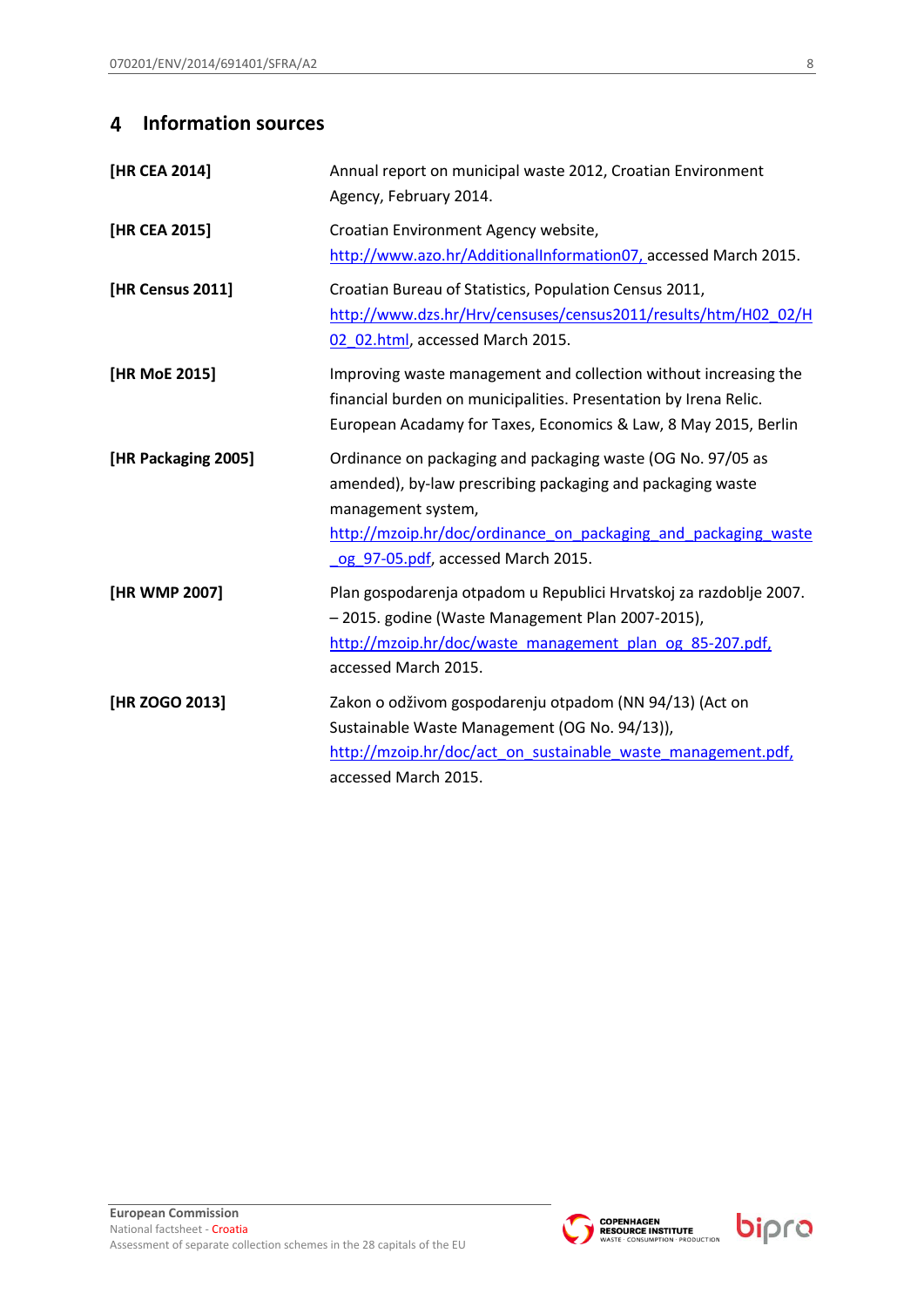# 4 Information sources

| | |
|---|---|
| **[HR CEA 2014]** | Annual report on municipal waste 2012, Croatian Environment Agency, February 2014. |
| **[HR CEA 2015]** | Croatian Environment Agency website, http://www.azo.hr/AdditionalInformation07, accessed March 2015. |
| **[HR Census 2011]** | Croatian Bureau of Statistics, Population Census 2011, http://www.dzs.hr/Hrv/censuses/census2011/results/htm/H02_02/H02_02.html, accessed March 2015. |
| **[HR MoE 2015]** | Improving waste management and collection without increasing the financial burden on municipalities. Presentation by Irena Relic. European Acadamy for Taxes, Economics & Law, 8 May 2015, Berlin |
| **[HR Packaging 2005]** | Ordinance on packaging and packaging waste (OG No. 97/05 as amended), by-law prescribing packaging and packaging waste management system, http://mzoip.hr/doc/ordinance_on_packaging_and_packaging_waste_og_97-05.pdf, accessed March 2015. |
| **[HR WMP 2007]** | Plan gospodarenja otpadom u Republici Hrvatskoj za razdoblje 2007. – 2015. godine (Waste Management Plan 2007-2015), http://mzoip.hr/doc/waste_management_plan_og_85-207.pdf, accessed March 2015. |
| **[HR ZOGO 2013]** | Zakon o održivom gospodarenju otpadom (NN 94/13) (Act on Sustainable Waste Management (OG No. 94/13)), http://mzoip.hr/doc/act_on_sustainable_waste_management.pdf, accessed March 2015. |